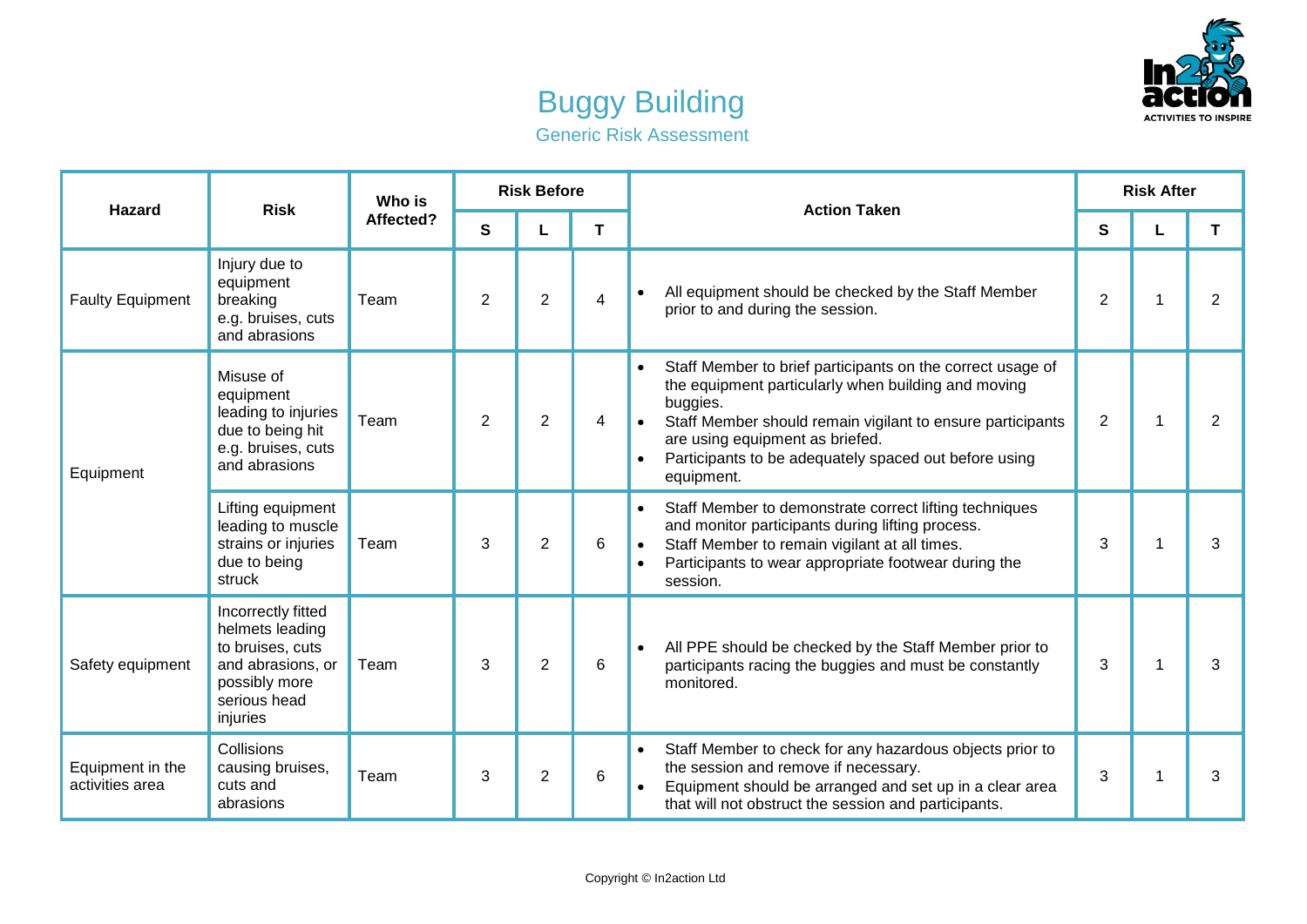# Buggy Building

Generic Risk Assessment

| Hazard | Risk | Who is Affected? | Risk Before | | | Action Taken | Risk After | | |
|---|---|---|---|---|---|---|---|---|---|
| | | | S | L | T | | S | L | T |
| Faulty Equipment | Injury due to equipment breaking e.g. bruises, cuts and abrasions | Team | 2 | 2 | 4 | • All equipment should be checked by the Staff Member prior to and during the session. | 2 | 1 | 2 |
| Equipment | Misuse of equipment leading to injuries due to being hit e.g. bruises, cuts and abrasions | Team | 2 | 2 | 4 | • Staff Member to brief participants on the correct usage of the equipment particularly when building and moving buggies.<br>• Staff Member should remain vigilant to ensure participants are using equipment as briefed.<br>• Participants to be adequately spaced out before using equipment. | 2 | 1 | 2 |
| | Lifting equipment leading to muscle strains or injuries due to being struck | Team | 3 | 2 | 6 | • Staff Member to demonstrate correct lifting techniques and monitor participants during lifting process.<br>• Staff Member to remain vigilant at all times.<br>• Participants to wear appropriate footwear during the session. | 3 | 1 | 3 |
| Safety equipment | Incorrectly fitted helmets leading to bruises, cuts and abrasions, or possibly more serious head injuries | Team | 3 | 2 | 6 | • All PPE should be checked by the Staff Member prior to participants racing the buggies and must be constantly monitored. | 3 | 1 | 3 |
| Equipment in the activities area | Collisions causing bruises, cuts and abrasions | Team | 3 | 2 | 6 | • Staff Member to check for any hazardous objects prior to the session and remove if necessary.<br>• Equipment should be arranged and set up in a clear area that will not obstruct the session and participants. | 3 | 1 | 3 |

Copyright © In2action Ltd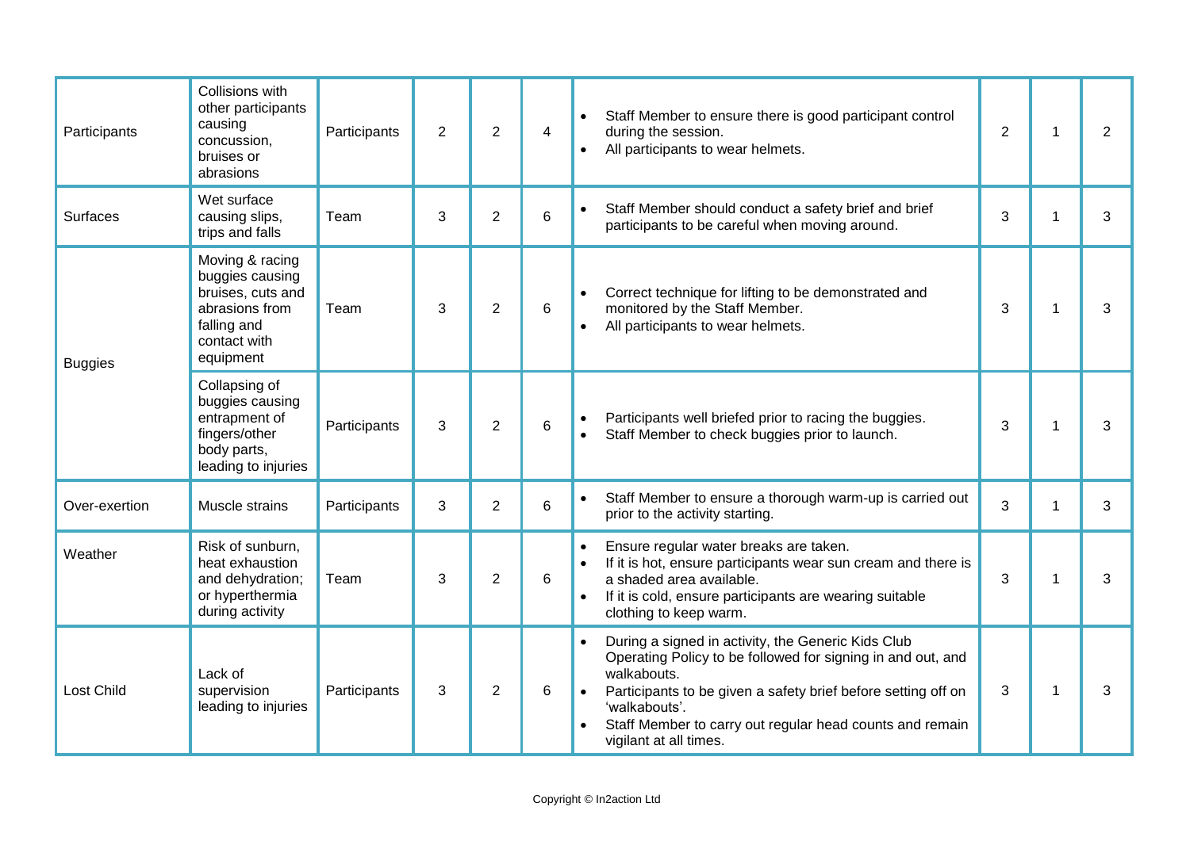| | | | | | | | | | |
|---|---|---|---|---|---|---|---|---|---|
| Participants | Collisions with other participants causing concussion, bruises or abrasions | Participants | 2 | 2 | 4 | • Staff Member to ensure there is good participant control during the session.<br>• All participants to wear helmets. | 2 | 1 | 2 |
| Surfaces | Wet surface causing slips, trips and falls | Team | 3 | 2 | 6 | • Staff Member should conduct a safety brief and brief participants to be careful when moving around. | 3 | 1 | 3 |
| Buggies | Moving & racing buggies causing bruises, cuts and abrasions from falling and contact with equipment | Team | 3 | 2 | 6 | • Correct technique for lifting to be demonstrated and monitored by the Staff Member.<br>• All participants to wear helmets. | 3 | 1 | 3 |
| | Collapsing of buggies causing entrapment of fingers/other body parts, leading to injuries | Participants | 3 | 2 | 6 | • Participants well briefed prior to racing the buggies.<br>• Staff Member to check buggies prior to launch. | 3 | 1 | 3 |
| Over-exertion | Muscle strains | Participants | 3 | 2 | 6 | • Staff Member to ensure a thorough warm-up is carried out prior to the activity starting. | 3 | 1 | 3 |
| Weather | Risk of sunburn, heat exhaustion and dehydration; or hyperthermia during activity | Team | 3 | 2 | 6 | • Ensure regular water breaks are taken.<br>• If it is hot, ensure participants wear sun cream and there is a shaded area available.<br>• If it is cold, ensure participants are wearing suitable clothing to keep warm. | 3 | 1 | 3 |
| Lost Child | Lack of supervision leading to injuries | Participants | 3 | 2 | 6 | • During a signed in activity, the Generic Kids Club Operating Policy to be followed for signing in and out, and walkabouts.<br>• Participants to be given a safety brief before setting off on 'walkabouts'.<br>• Staff Member to carry out regular head counts and remain vigilant at all times. | 3 | 1 | 3 |

Copyright © In2action Ltd